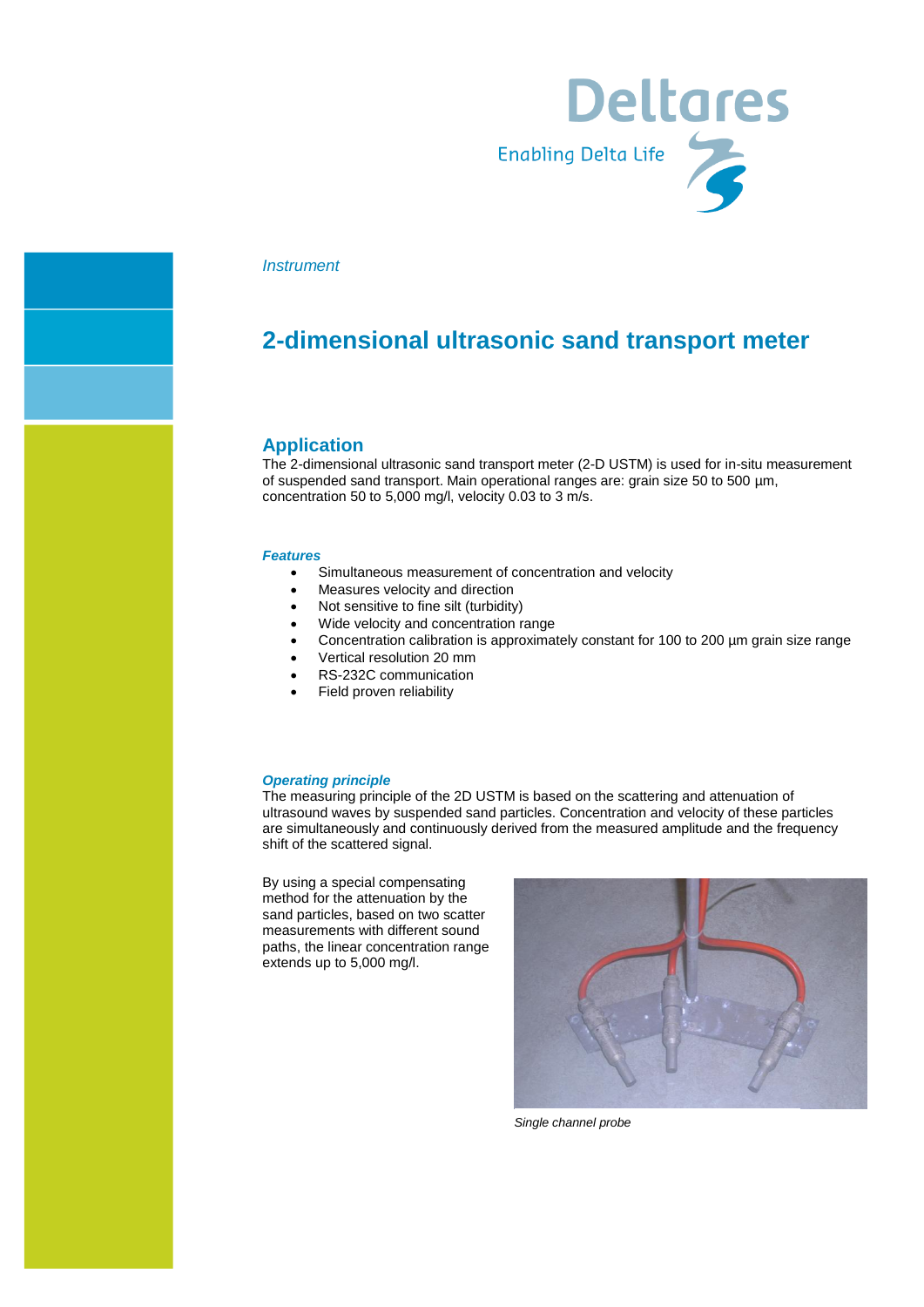Deltares

Enabling Delta Life

*Instrument*

# 2-dimensional ultrasonic sand transport meter

## Application

The 2-dimensional ultrasonic sand transport meter (2-D USTM) is used for in-situ measurement of suspended sand transport. Main operational ranges are: grain size 50 to 500 µm, concentration 50 to 5,000 mg/l, velocity 0.03 to 3 m/s.

### *Features*

- Simultaneous measurement of concentration and velocity
- Measures velocity and direction
- Not sensitive to fine silt (turbidity)
- Wide velocity and concentration range
- Concentration calibration is approximately constant for 100 to 200 µm grain size range
- Vertical resolution 20 mm
- RS-232C communication
- Field proven reliability

### *Operating principle*

The measuring principle of the 2D USTM is based on the scattering and attenuation of ultrasound waves by suspended sand particles. Concentration and velocity of these particles are simultaneously and continuously derived from the measured amplitude and the frequency shift of the scattered signal.

By using a special compensating method for the attenuation by the sand particles, based on two scatter measurements with different sound paths, the linear concentration range extends up to 5,000 mg/l.

*Single channel probe*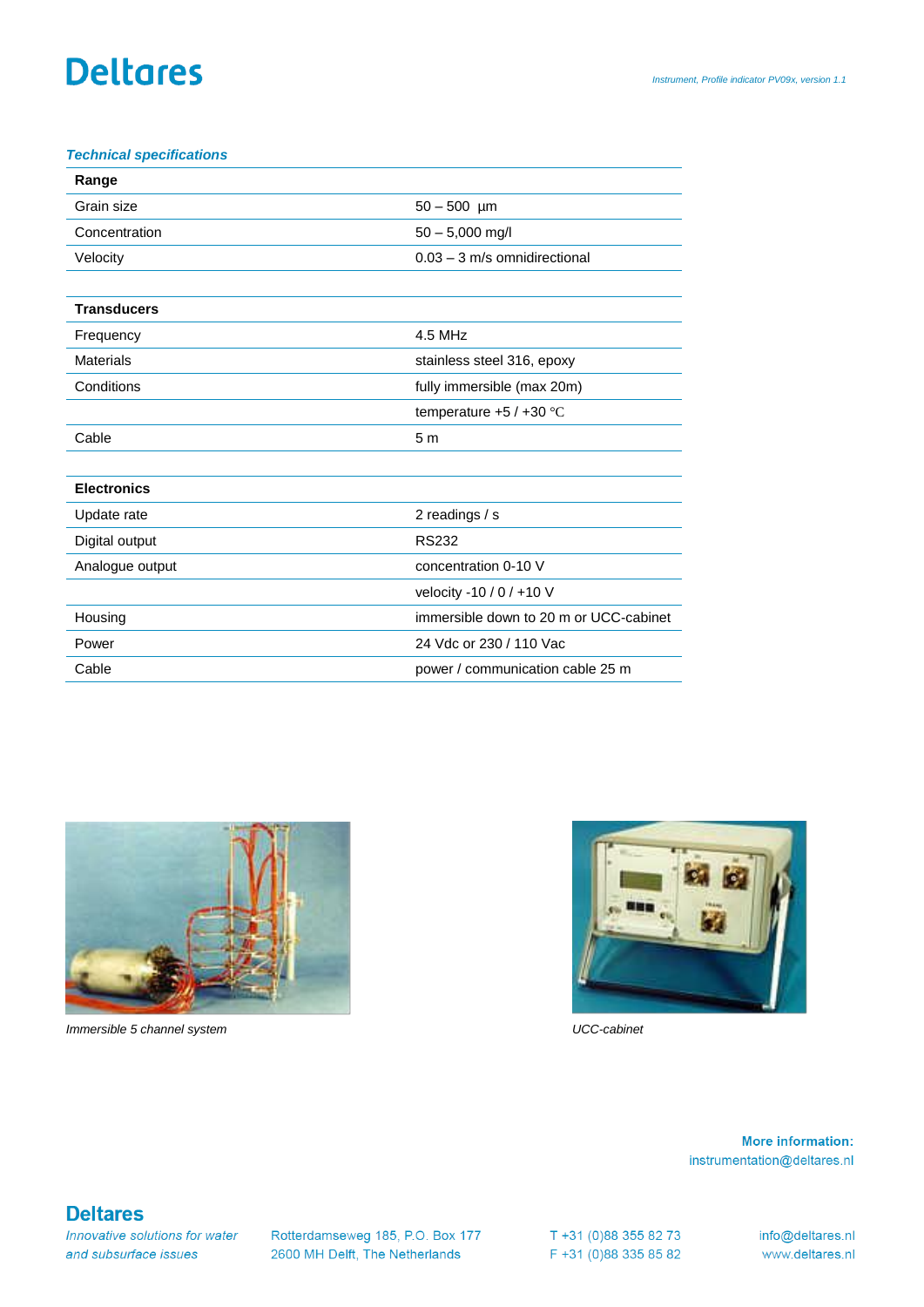## *Technical specifications*

| | |
|---|---|
| **Range** | |
| Grain size | 50 – 500 µm |
| Concentration | 50 – 5,000 mg/l |
| Velocity | 0.03 – 3 m/s omnidirectional |
| | |
| **Transducers** | |
| Frequency | 4.5 MHz |
| Materials | stainless steel 316, epoxy |
| Conditions | fully immersible (max 20m) |
| | temperature +5 / +30 ℃ |
| Cable | 5 m |
| | |
| **Electronics** | |
| Update rate | 2 readings / s |
| Digital output | RS232 |
| Analogue output | concentration 0-10 V |
| | velocity -10 / 0 / +10 V |
| Housing | immersible down to 20 m or UCC-cabinet |
| Power | 24 Vdc or 230 / 110 Vac |
| Cable | power / communication cable 25 m |

*Immersible 5 channel system*

*UCC-cabinet*

**More information:**
instrumentation@deltares.nl

**Deltares**
*Innovative solutions for water and subsurface issues*

Rotterdamseweg 185, P.O. Box 177
2600 MH Delft, The Netherlands

T +31 (0)88 355 82 73
F +31 (0)88 335 85 82

info@deltares.nl
www.deltares.nl